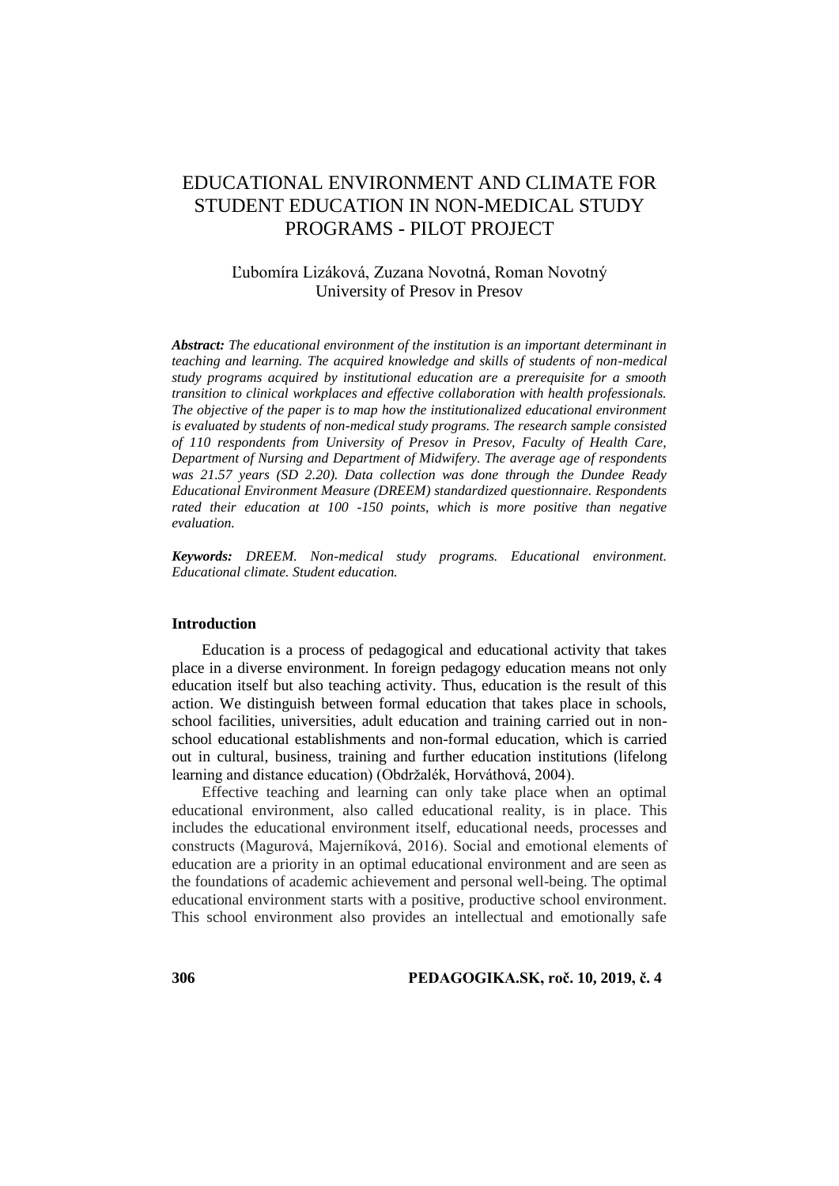# EDUCATIONAL ENVIRONMENT AND CLIMATE FOR STUDENT EDUCATION IN NON-MEDICAL STUDY PROGRAMS - PILOT PROJECT

Ľubomíra Lizáková, Zuzana Novotná, Roman Novotný
University of Presov in Presov

***Abstract:*** *The educational environment of the institution is an important determinant in teaching and learning. The acquired knowledge and skills of students of non-medical study programs acquired by institutional education are a prerequisite for a smooth transition to clinical workplaces and effective collaboration with health professionals. The objective of the paper is to map how the institutionalized educational environment is evaluated by students of non-medical study programs. The research sample consisted of 110 respondents from University of Presov in Presov, Faculty of Health Care, Department of Nursing and Department of Midwifery. The average age of respondents was 21.57 years (SD 2.20). Data collection was done through the Dundee Ready Educational Environment Measure (DREEM) standardized questionnaire. Respondents rated their education at 100 -150 points, which is more positive than negative evaluation.*

***Keywords:*** *DREEM. Non-medical study programs. Educational environment. Educational climate. Student education.*

## Introduction

Education is a process of pedagogical and educational activity that takes place in a diverse environment. In foreign pedagogy education means not only education itself but also teaching activity. Thus, education is the result of this action. We distinguish between formal education that takes place in schools, school facilities, universities, adult education and training carried out in non-school educational establishments and non-formal education, which is carried out in cultural, business, training and further education institutions (lifelong learning and distance education) (Obdržalék, Horváthová, 2004).

Effective teaching and learning can only take place when an optimal educational environment, also called educational reality, is in place. This includes the educational environment itself, educational needs, processes and constructs (Magurová, Majerníková, 2016). Social and emotional elements of education are a priority in an optimal educational environment and are seen as the foundations of academic achievement and personal well-being. The optimal educational environment starts with a positive, productive school environment. This school environment also provides an intellectual and emotionally safe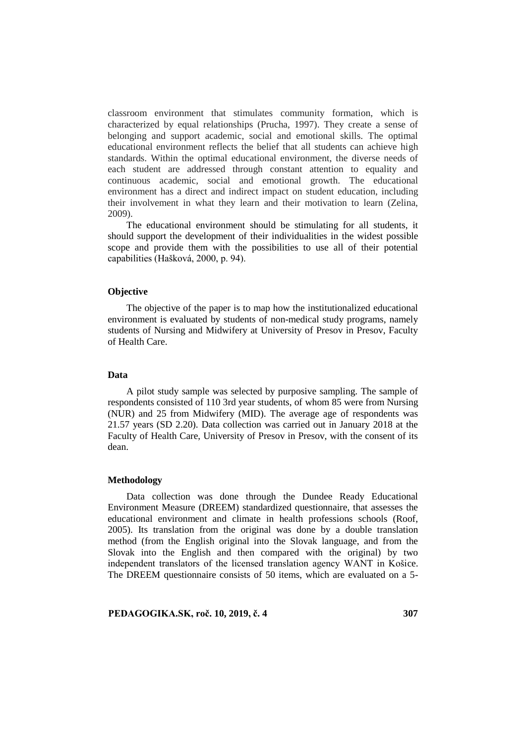classroom environment that stimulates community formation, which is characterized by equal relationships (Prucha, 1997). They create a sense of belonging and support academic, social and emotional skills. The optimal educational environment reflects the belief that all students can achieve high standards. Within the optimal educational environment, the diverse needs of each student are addressed through constant attention to equality and continuous academic, social and emotional growth. The educational environment has a direct and indirect impact on student education, including their involvement in what they learn and their motivation to learn (Zelina, 2009).

The educational environment should be stimulating for all students, it should support the development of their individualities in the widest possible scope and provide them with the possibilities to use all of their potential capabilities (Hašková, 2000, p. 94).

**Objective**

The objective of the paper is to map how the institutionalized educational environment is evaluated by students of non-medical study programs, namely students of Nursing and Midwifery at University of Presov in Presov, Faculty of Health Care.

**Data**

A pilot study sample was selected by purposive sampling. The sample of respondents consisted of 110 3rd year students, of whom 85 were from Nursing (NUR) and 25 from Midwifery (MID). The average age of respondents was 21.57 years (SD 2.20). Data collection was carried out in January 2018 at the Faculty of Health Care, University of Presov in Presov, with the consent of its dean.

**Methodology**

Data collection was done through the Dundee Ready Educational Environment Measure (DREEM) standardized questionnaire, that assesses the educational environment and climate in health professions schools (Roof, 2005). Its translation from the original was done by a double translation method (from the English original into the Slovak language, and from the Slovak into the English and then compared with the original) by two independent translators of the licensed translation agency WANT in Košice. The DREEM questionnaire consists of 50 items, which are evaluated on a 5-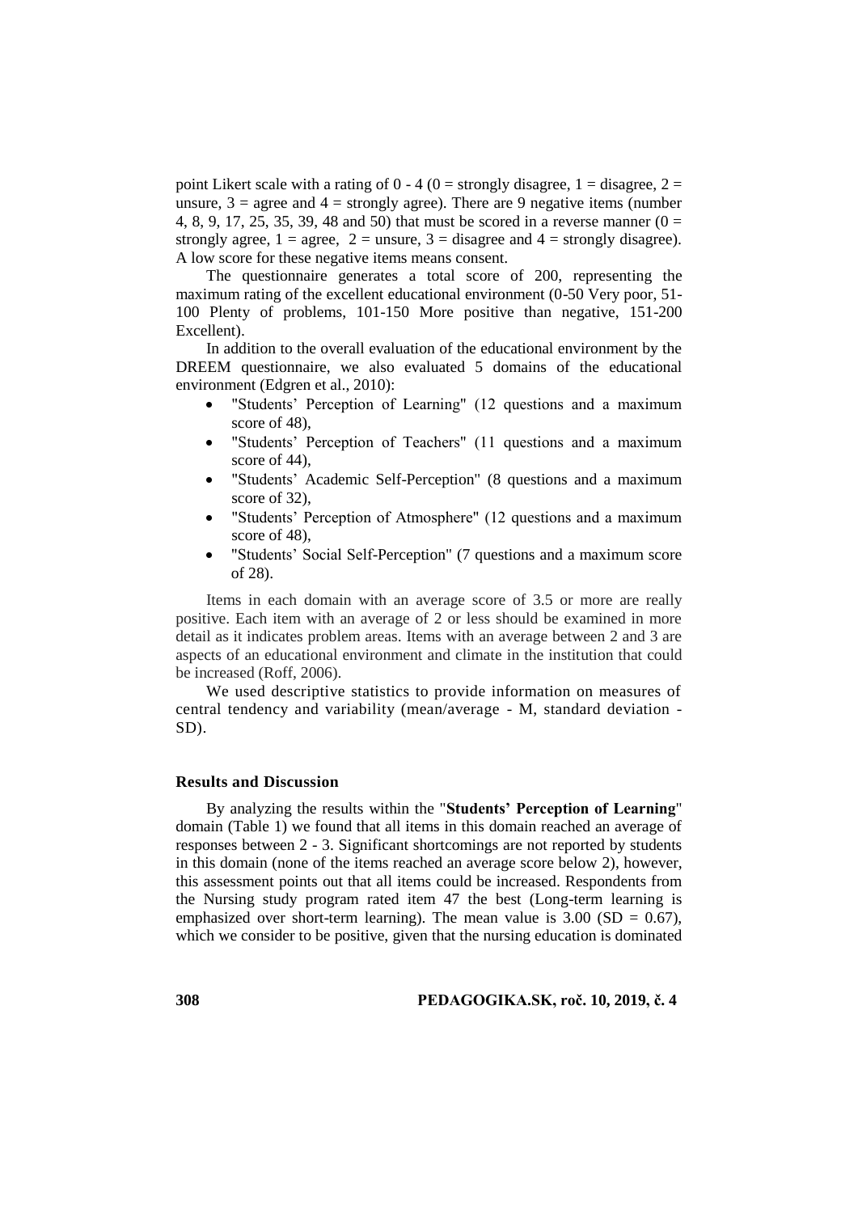point Likert scale with a rating of 0 - 4 (0 = strongly disagree, 1 = disagree, 2 = unsure, 3 = agree and 4 = strongly agree). There are 9 negative items (number 4, 8, 9, 17, 25, 35, 39, 48 and 50) that must be scored in a reverse manner (0 = strongly agree, 1 = agree, 2 = unsure, 3 = disagree and 4 = strongly disagree). A low score for these negative items means consent.

The questionnaire generates a total score of 200, representing the maximum rating of the excellent educational environment (0-50 Very poor, 51-100 Plenty of problems, 101-150 More positive than negative, 151-200 Excellent).

In addition to the overall evaluation of the educational environment by the DREEM questionnaire, we also evaluated 5 domains of the educational environment (Edgren et al., 2010):

- "Students' Perception of Learning" (12 questions and a maximum score of 48),
- "Students' Perception of Teachers" (11 questions and a maximum score of 44),
- "Students' Academic Self-Perception" (8 questions and a maximum score of 32),
- "Students' Perception of Atmosphere" (12 questions and a maximum score of 48),
- "Students' Social Self-Perception" (7 questions and a maximum score of 28).

Items in each domain with an average score of 3.5 or more are really positive. Each item with an average of 2 or less should be examined in more detail as it indicates problem areas. Items with an average between 2 and 3 are aspects of an educational environment and climate in the institution that could be increased (Roff, 2006).

We used descriptive statistics to provide information on measures of central tendency and variability (mean/average - M, standard deviation - SD).

## Results and Discussion

By analyzing the results within the "**Students' Perception of Learning**" domain (Table 1) we found that all items in this domain reached an average of responses between 2 - 3. Significant shortcomings are not reported by students in this domain (none of the items reached an average score below 2), however, this assessment points out that all items could be increased. Respondents from the Nursing study program rated item 47 the best (Long-term learning is emphasized over short-term learning). The mean value is 3.00 (SD = 0.67), which we consider to be positive, given that the nursing education is dominated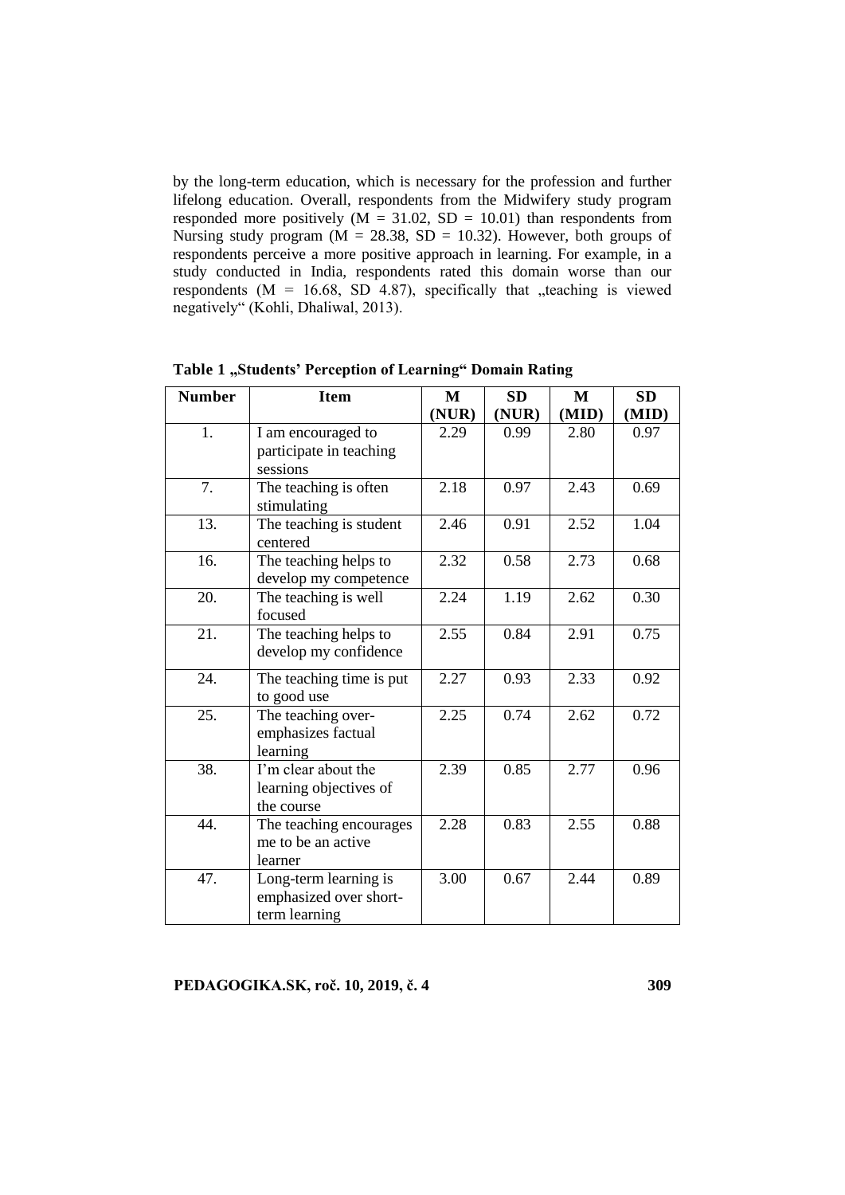by the long-term education, which is necessary for the profession and further lifelong education. Overall, respondents from the Midwifery study program responded more positively (M = 31.02, SD = 10.01) than respondents from Nursing study program (M = 28.38, SD = 10.32). However, both groups of respondents perceive a more positive approach in learning. For example, in a study conducted in India, respondents rated this domain worse than our respondents (M = 16.68, SD 4.87), specifically that „teaching is viewed negatively" (Kohli, Dhaliwal, 2013).

**Table 1 „Students' Perception of Learning" Domain Rating**

| Number | Item | M (NUR) | SD (NUR) | M (MID) | SD (MID) |
|---|---|---|---|---|---|
| 1. | I am encouraged to participate in teaching sessions | 2.29 | 0.99 | 2.80 | 0.97 |
| 7. | The teaching is often stimulating | 2.18 | 0.97 | 2.43 | 0.69 |
| 13. | The teaching is student centered | 2.46 | 0.91 | 2.52 | 1.04 |
| 16. | The teaching helps to develop my competence | 2.32 | 0.58 | 2.73 | 0.68 |
| 20. | The teaching is well focused | 2.24 | 1.19 | 2.62 | 0.30 |
| 21. | The teaching helps to develop my confidence | 2.55 | 0.84 | 2.91 | 0.75 |
| 24. | The teaching time is put to good use | 2.27 | 0.93 | 2.33 | 0.92 |
| 25. | The teaching over-emphasizes factual learning | 2.25 | 0.74 | 2.62 | 0.72 |
| 38. | I'm clear about the learning objectives of the course | 2.39 | 0.85 | 2.77 | 0.96 |
| 44. | The teaching encourages me to be an active learner | 2.28 | 0.83 | 2.55 | 0.88 |
| 47. | Long-term learning is emphasized over short-term learning | 3.00 | 0.67 | 2.44 | 0.89 |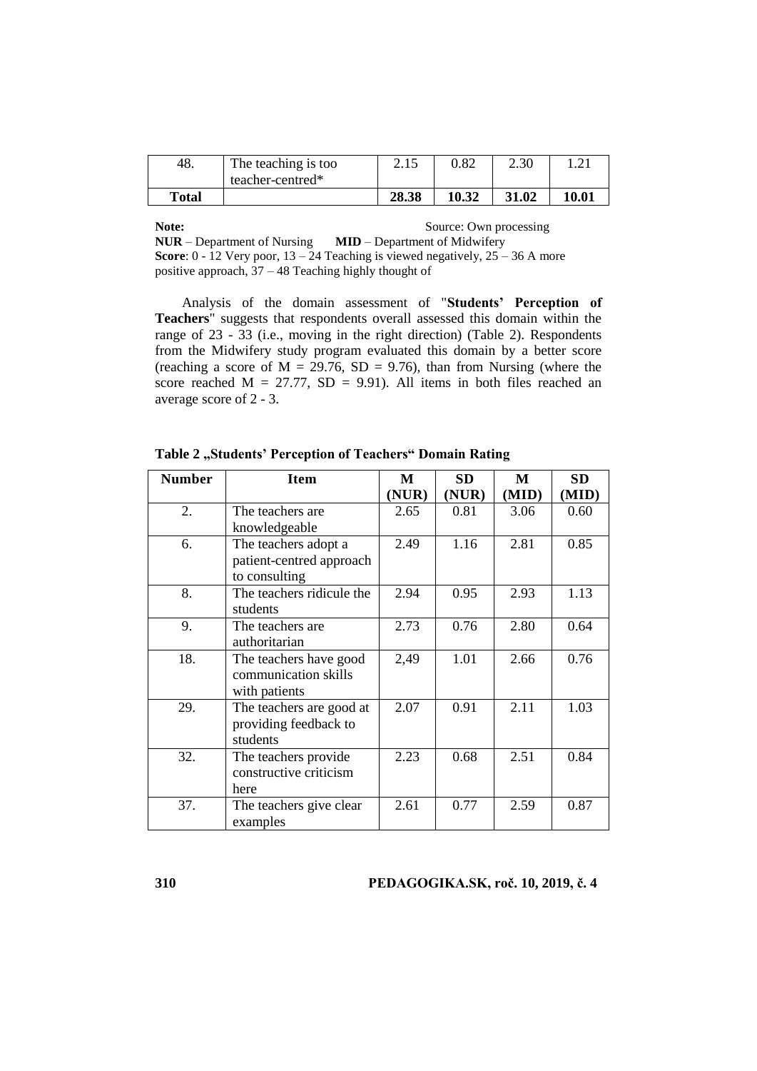| 48. | The teaching is too teacher-centred* | 2.15 | 0.82 | 2.30 | 1.21 |
|---|---|---|---|---|---|
| **Total** | | **28.38** | **10.32** | **31.02** | **10.01** |

**Note:** Source: Own processing
**NUR** – Department of Nursing **MID** – Department of Midwifery
**Score**: 0 - 12 Very poor, 13 – 24 Teaching is viewed negatively, 25 – 36 A more positive approach, 37 – 48 Teaching highly thought of

Analysis of the domain assessment of "**Students' Perception of Teachers**" suggests that respondents overall assessed this domain within the range of 23 - 33 (i.e., moving in the right direction) (Table 2). Respondents from the Midwifery study program evaluated this domain by a better score (reaching a score of M = 29.76, SD = 9.76), than from Nursing (where the score reached M = 27.77, SD = 9.91). All items in both files reached an average score of 2 - 3.

**Table 2 „Students' Perception of Teachers" Domain Rating**

| Number | Item | M (NUR) | SD (NUR) | M (MID) | SD (MID) |
|---|---|---|---|---|---|
| 2. | The teachers are knowledgeable | 2.65 | 0.81 | 3.06 | 0.60 |
| 6. | The teachers adopt a patient-centred approach to consulting | 2.49 | 1.16 | 2.81 | 0.85 |
| 8. | The teachers ridicule the students | 2.94 | 0.95 | 2.93 | 1.13 |
| 9. | The teachers are authoritarian | 2.73 | 0.76 | 2.80 | 0.64 |
| 18. | The teachers have good communication skills with patients | 2,49 | 1.01 | 2.66 | 0.76 |
| 29. | The teachers are good at providing feedback to students | 2.07 | 0.91 | 2.11 | 1.03 |
| 32. | The teachers provide constructive criticism here | 2.23 | 0.68 | 2.51 | 0.84 |
| 37. | The teachers give clear examples | 2.61 | 0.77 | 2.59 | 0.87 |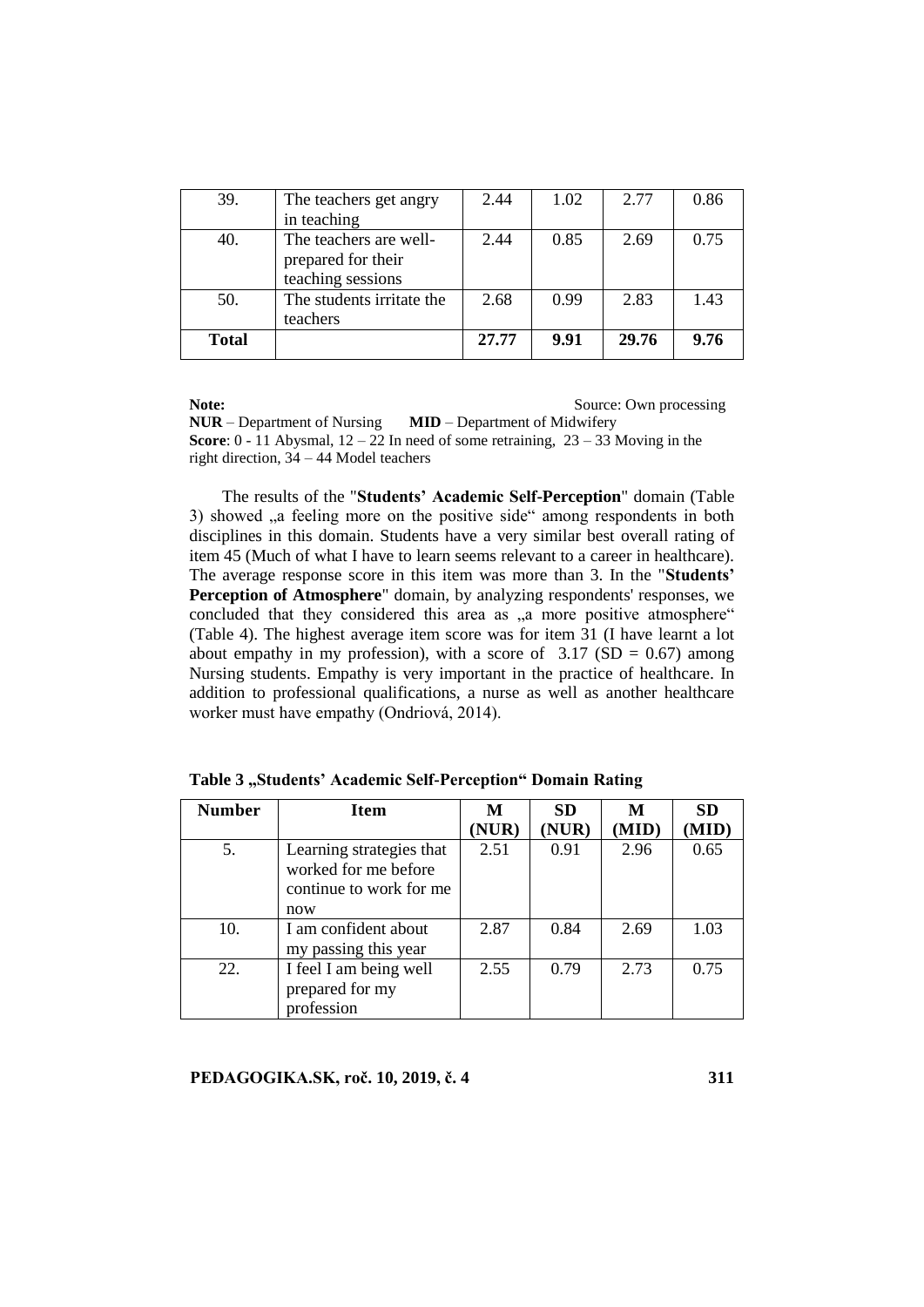| 39. | The teachers get angry in teaching | 2.44 | 1.02 | 2.77 | 0.86 |
|---|---|---|---|---|---|
| 40. | The teachers are well-prepared for their teaching sessions | 2.44 | 0.85 | 2.69 | 0.75 |
| 50. | The students irritate the teachers | 2.68 | 0.99 | 2.83 | 1.43 |
| **Total** | | **27.77** | **9.91** | **29.76** | **9.76** |

**Note:** Source: Own processing
**NUR** – Department of Nursing **MID** – Department of Midwifery
**Score**: 0 - 11 Abysmal, 12 – 22 In need of some retraining, 23 – 33 Moving in the right direction, 34 – 44 Model teachers

The results of the "**Students' Academic Self-Perception**" domain (Table 3) showed „a feeling more on the positive side" among respondents in both disciplines in this domain. Students have a very similar best overall rating of item 45 (Much of what I have to learn seems relevant to a career in healthcare). The average response score in this item was more than 3. In the "**Students' Perception of Atmosphere**" domain, by analyzing respondents' responses, we concluded that they considered this area as „a more positive atmosphere" (Table 4). The highest average item score was for item 31 (I have learnt a lot about empathy in my profession), with a score of 3.17 (SD = 0.67) among Nursing students. Empathy is very important in the practice of healthcare. In addition to professional qualifications, a nurse as well as another healthcare worker must have empathy (Ondriová, 2014).

**Table 3 „Students' Academic Self-Perception" Domain Rating**

| Number | Item | M (NUR) | SD (NUR) | M (MID) | SD (MID) |
|---|---|---|---|---|---|
| 5. | Learning strategies that worked for me before continue to work for me now | 2.51 | 0.91 | 2.96 | 0.65 |
| 10. | I am confident about my passing this year | 2.87 | 0.84 | 2.69 | 1.03 |
| 22. | I feel I am being well prepared for my profession | 2.55 | 0.79 | 2.73 | 0.75 |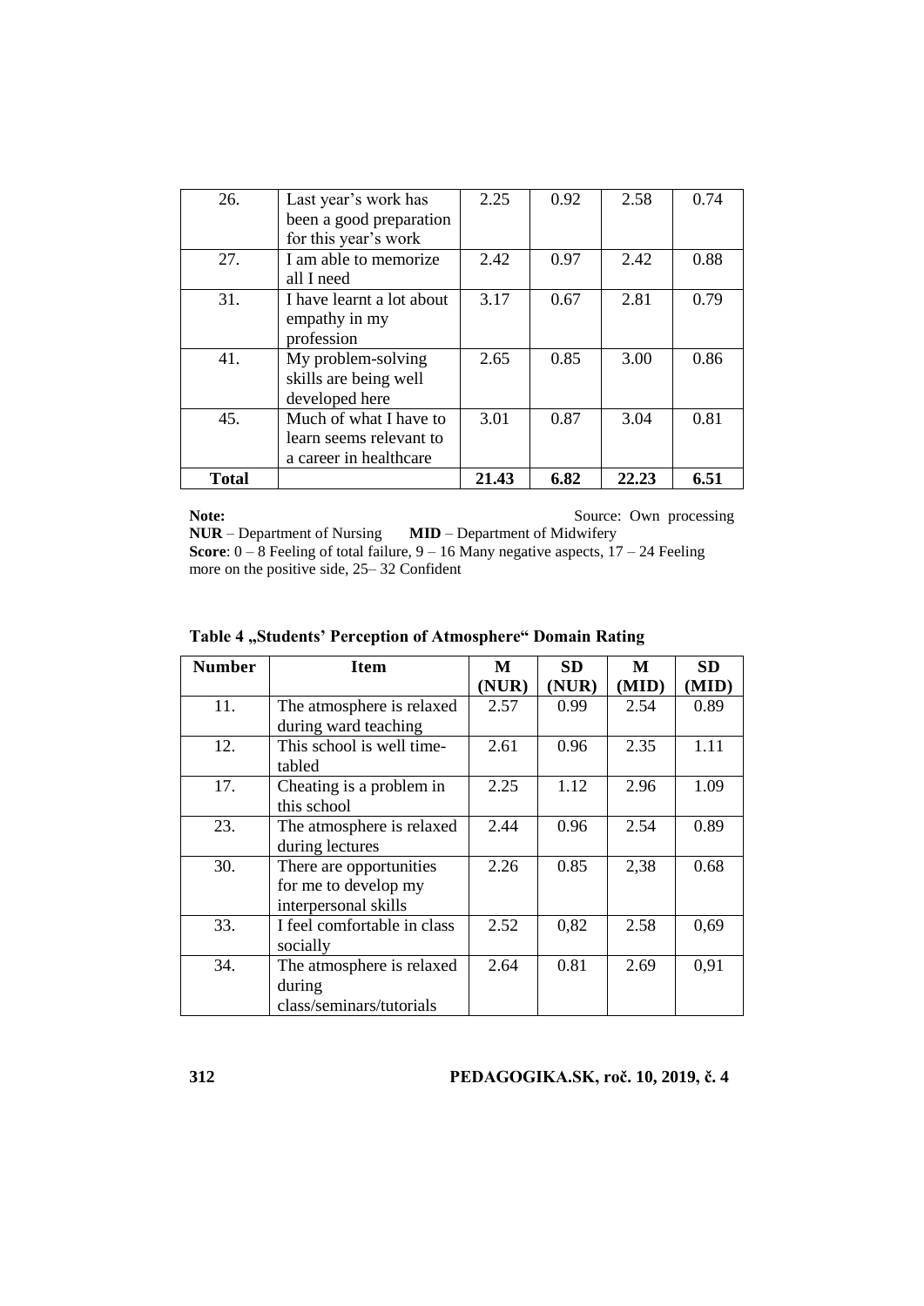| 26. | Last year's work has been a good preparation for this year's work | 2.25 | 0.92 | 2.58 | 0.74 |
|---|---|---|---|---|---|
| 27. | I am able to memorize all I need | 2.42 | 0.97 | 2.42 | 0.88 |
| 31. | I have learnt a lot about empathy in my profession | 3.17 | 0.67 | 2.81 | 0.79 |
| 41. | My problem-solving skills are being well developed here | 2.65 | 0.85 | 3.00 | 0.86 |
| 45. | Much of what I have to learn seems relevant to a career in healthcare | 3.01 | 0.87 | 3.04 | 0.81 |
| **Total** | | **21.43** | **6.82** | **22.23** | **6.51** |

**Note:** Source: Own processing

**NUR** – Department of Nursing **MID** – Department of Midwifery

**Score**: 0 – 8 Feeling of total failure, 9 – 16 Many negative aspects, 17 – 24 Feeling more on the positive side, 25– 32 Confident

**Table 4 „Students' Perception of Atmosphere" Domain Rating**

| Number | Item | M (NUR) | SD (NUR) | M (MID) | SD (MID) |
|---|---|---|---|---|---|
| 11. | The atmosphere is relaxed during ward teaching | 2.57 | 0.99 | 2.54 | 0.89 |
| 12. | This school is well time-tabled | 2.61 | 0.96 | 2.35 | 1.11 |
| 17. | Cheating is a problem in this school | 2.25 | 1.12 | 2.96 | 1.09 |
| 23. | The atmosphere is relaxed during lectures | 2.44 | 0.96 | 2.54 | 0.89 |
| 30. | There are opportunities for me to develop my interpersonal skills | 2.26 | 0.85 | 2,38 | 0.68 |
| 33. | I feel comfortable in class socially | 2.52 | 0,82 | 2.58 | 0,69 |
| 34. | The atmosphere is relaxed during class/seminars/tutorials | 2.64 | 0.81 | 2.69 | 0,91 |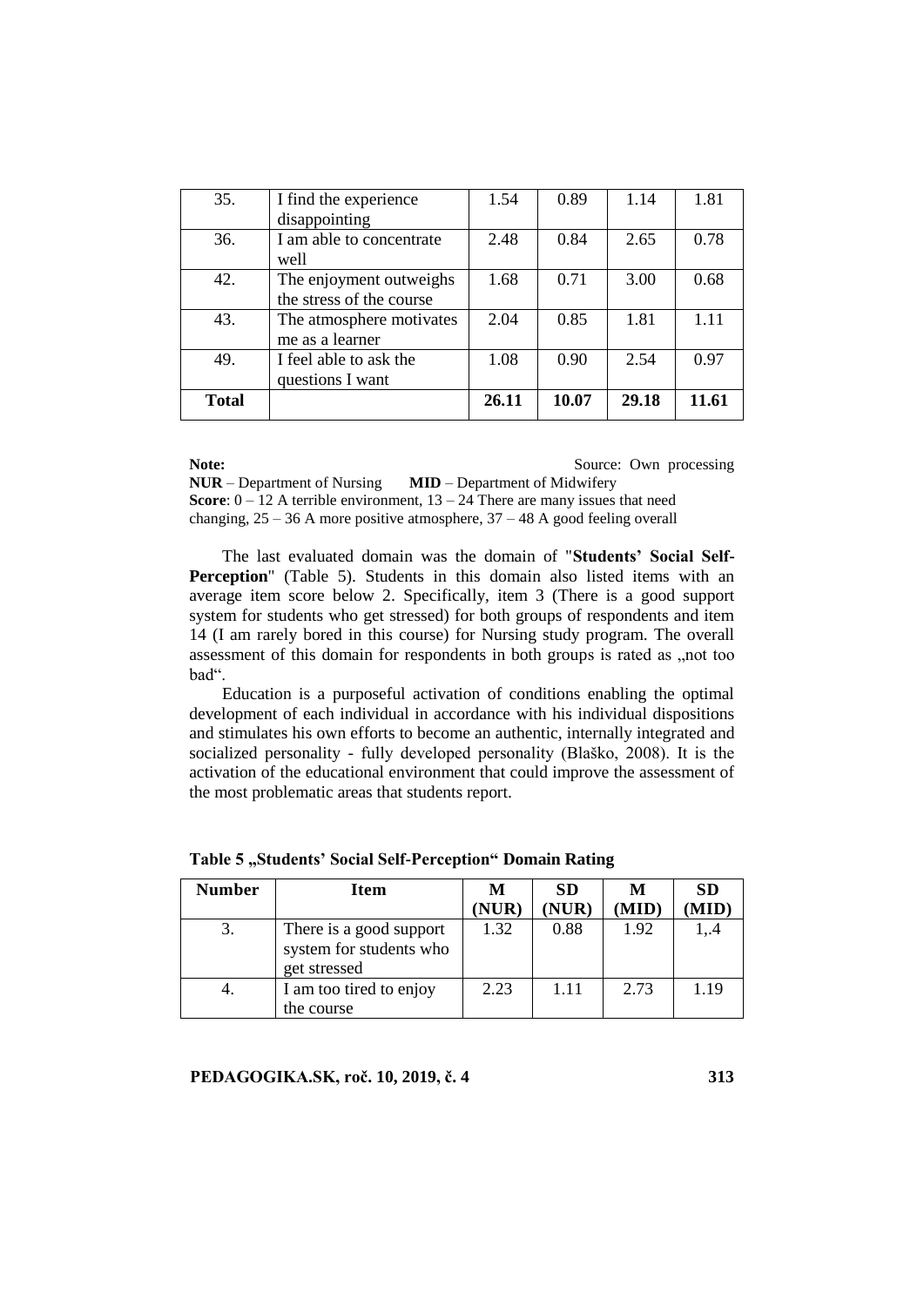| 35. | I find the experience disappointing | 1.54 | 0.89 | 1.14 | 1.81 |
|---|---|---|---|---|---|
| 36. | I am able to concentrate well | 2.48 | 0.84 | 2.65 | 0.78 |
| 42. | The enjoyment outweighs the stress of the course | 1.68 | 0.71 | 3.00 | 0.68 |
| 43. | The atmosphere motivates me as a learner | 2.04 | 0.85 | 1.81 | 1.11 |
| 49. | I feel able to ask the questions I want | 1.08 | 0.90 | 2.54 | 0.97 |
| **Total** | | **26.11** | **10.07** | **29.18** | **11.61** |

**Note:** Source: Own processing
**NUR** – Department of Nursing **MID** – Department of Midwifery
**Score**: 0 – 12 A terrible environment, 13 – 24 There are many issues that need changing, 25 – 36 A more positive atmosphere, 37 – 48 A good feeling overall

The last evaluated domain was the domain of "**Students' Social Self-Perception**" (Table 5). Students in this domain also listed items with an average item score below 2. Specifically, item 3 (There is a good support system for students who get stressed) for both groups of respondents and item 14 (I am rarely bored in this course) for Nursing study program. The overall assessment of this domain for respondents in both groups is rated as „not too bad".

Education is a purposeful activation of conditions enabling the optimal development of each individual in accordance with his individual dispositions and stimulates his own efforts to become an authentic, internally integrated and socialized personality - fully developed personality (Blaško, 2008). It is the activation of the educational environment that could improve the assessment of the most problematic areas that students report.

**Table 5 „Students' Social Self-Perception" Domain Rating**

| Number | Item | M (NUR) | SD (NUR) | M (MID) | SD (MID) |
|---|---|---|---|---|---|
| 3. | There is a good support system for students who get stressed | 1.32 | 0.88 | 1.92 | 1,.4 |
| 4. | I am too tired to enjoy the course | 2.23 | 1.11 | 2.73 | 1.19 |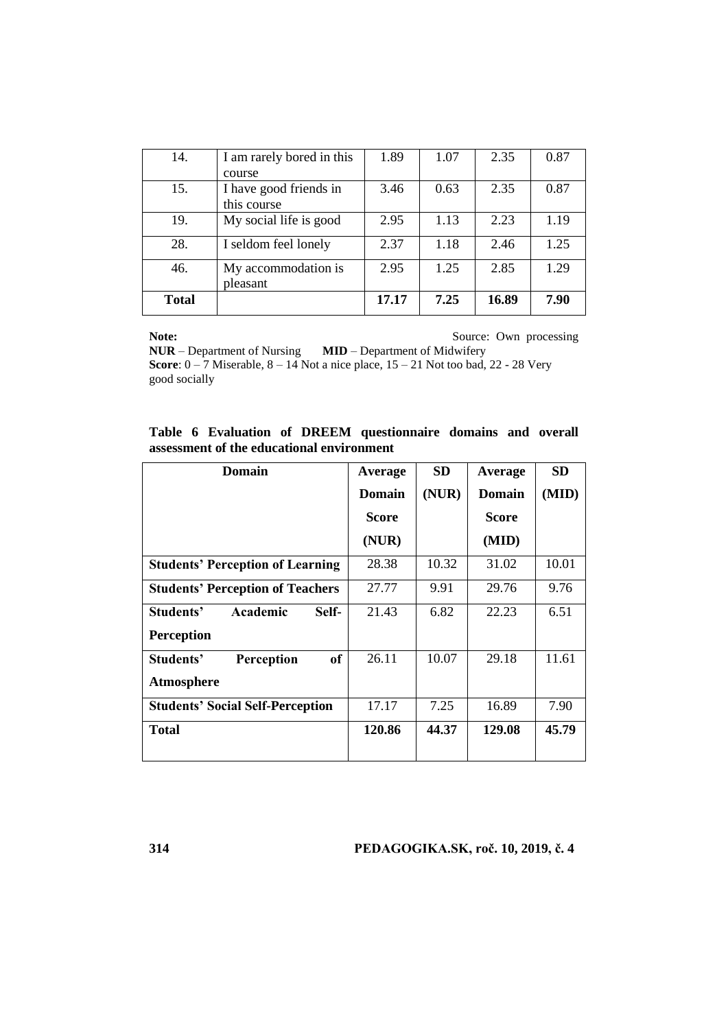| 14. | I am rarely bored in this course | 1.89 | 1.07 | 2.35 | 0.87 |
|---|---|---|---|---|---|
| 15. | I have good friends in this course | 3.46 | 0.63 | 2.35 | 0.87 |
| 19. | My social life is good | 2.95 | 1.13 | 2.23 | 1.19 |
| 28. | I seldom feel lonely | 2.37 | 1.18 | 2.46 | 1.25 |
| 46. | My accommodation is pleasant | 2.95 | 1.25 | 2.85 | 1.29 |
| **Total** | | **17.17** | **7.25** | **16.89** | **7.90** |

**Note:** Source: Own processing

**NUR** – Department of Nursing **MID** – Department of Midwifery

**Score**: 0 – 7 Miserable, 8 – 14 Not a nice place, 15 – 21 Not too bad, 22 - 28 Very good socially

**Table 6 Evaluation of DREEM questionnaire domains and overall assessment of the educational environment**

| Domain | Average Domain Score (NUR) | SD (NUR) | Average Domain Score (MID) | SD (MID) |
|---|---|---|---|---|
| **Students' Perception of Learning** | 28.38 | 10.32 | 31.02 | 10.01 |
| **Students' Perception of Teachers** | 27.77 | 9.91 | 29.76 | 9.76 |
| **Students' Academic Self-Perception** | 21.43 | 6.82 | 22.23 | 6.51 |
| **Students' Perception of Atmosphere** | 26.11 | 10.07 | 29.18 | 11.61 |
| **Students' Social Self-Perception** | 17.17 | 7.25 | 16.89 | 7.90 |
| **Total** | **120.86** | **44.37** | **129.08** | **45.79** |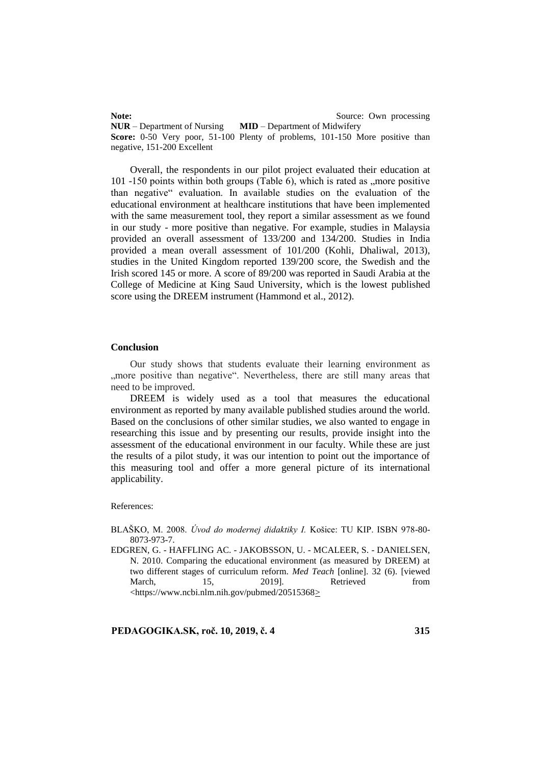**Note:** Source: Own processing
**NUR** – Department of Nursing **MID** – Department of Midwifery
**Score:** 0-50 Very poor, 51-100 Plenty of problems, 101-150 More positive than negative, 151-200 Excellent

Overall, the respondents in our pilot project evaluated their education at 101 -150 points within both groups (Table 6), which is rated as „more positive than negative" evaluation. In available studies on the evaluation of the educational environment at healthcare institutions that have been implemented with the same measurement tool, they report a similar assessment as we found in our study - more positive than negative. For example, studies in Malaysia provided an overall assessment of 133/200 and 134/200. Studies in India provided a mean overall assessment of 101/200 (Kohli, Dhaliwal, 2013), studies in the United Kingdom reported 139/200 score, the Swedish and the Irish scored 145 or more. A score of 89/200 was reported in Saudi Arabia at the College of Medicine at King Saud University, which is the lowest published score using the DREEM instrument (Hammond et al., 2012).

### Conclusion

Our study shows that students evaluate their learning environment as „more positive than negative". Nevertheless, there are still many areas that need to be improved.

DREEM is widely used as a tool that measures the educational environment as reported by many available published studies around the world. Based on the conclusions of other similar studies, we also wanted to engage in researching this issue and by presenting our results, provide insight into the assessment of the educational environment in our faculty. While these are just the results of a pilot study, it was our intention to point out the importance of this measuring tool and offer a more general picture of its international applicability.

References:

BLAŠKO, M. 2008. *Úvod do modernej didaktiky I.* Košice: TU KIP. ISBN 978-80-8073-973-7.

EDGREN, G. - HAFFLING AC. - JAKOBSSON, U. - MCALEER, S. - DANIELSEN, N. 2010. Comparing the educational environment (as measured by DREEM) at two different stages of curriculum reform. *Med Teach* [online]. 32 (6). [viewed March, 15, 2019]. Retrieved from <https://www.ncbi.nlm.nih.gov/pubmed/20515368>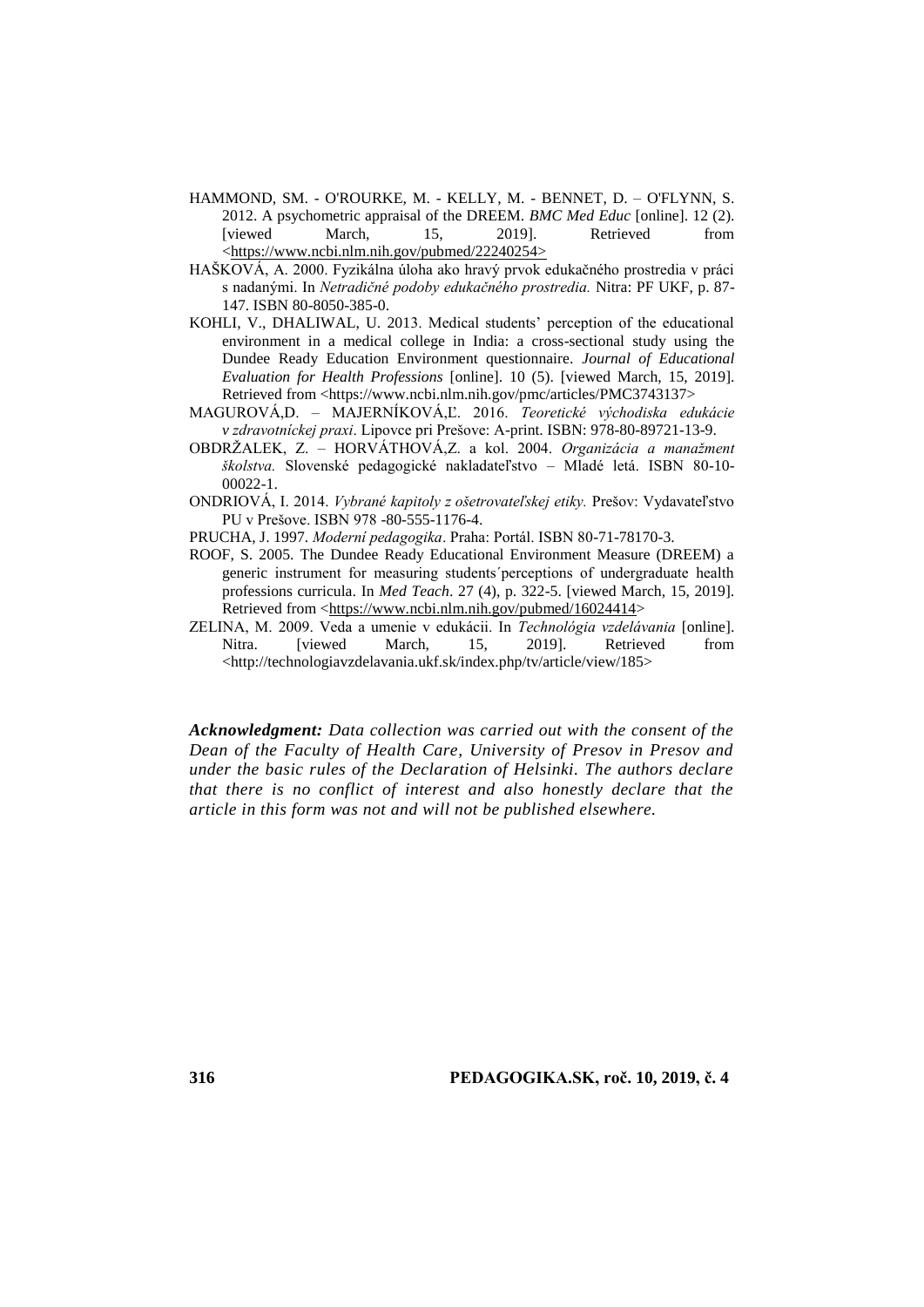HAMMOND, SM. - O'ROURKE, M. - KELLY, M. - BENNET, D. – O'FLYNN, S. 2012. A psychometric appraisal of the DREEM. *BMC Med Educ* [online]. 12 (2). [viewed March, 15, 2019]. Retrieved from <https://www.ncbi.nlm.nih.gov/pubmed/22240254>

HAŠKOVÁ, A. 2000. Fyzikálna úloha ako hravý prvok edukačného prostredia v práci s nadanými. In *Netradičné podoby edukačného prostredia.* Nitra: PF UKF, p. 87-147. ISBN 80-8050-385-0.

KOHLI, V., DHALIWAL, U. 2013. Medical students' perception of the educational environment in a medical college in India: a cross-sectional study using the Dundee Ready Education Environment questionnaire. *Journal of Educational Evaluation for Health Professions* [online]. 10 (5). [viewed March, 15, 2019]. Retrieved from <https://www.ncbi.nlm.nih.gov/pmc/articles/PMC3743137>

MAGUROVÁ,D. – MAJERNÍKOVÁ,Ľ. 2016. *Teoretické východiska edukácie v zdravotníckej praxi*. Lipovce pri Prešove: A-print. ISBN: 978-80-89721-13-9.

OBDRŽALEK, Z. – HORVÁTHOVÁ,Z. a kol. 2004. *Organizácia a manažment školstva.* Slovenské pedagogické nakladateľstvo – Mladé letá. ISBN 80-10-00022-1.

ONDRIOVÁ, I. 2014. *Vybrané kapitoly z ošetrovateľskej etiky.* Prešov: Vydavateľstvo PU v Prešove. ISBN 978 -80-555-1176-4.

PRUCHA, J. 1997. *Moderní pedagogika*. Praha: Portál. ISBN 80-71-78170-3.

ROOF, S. 2005. The Dundee Ready Educational Environment Measure (DREEM) a generic instrument for measuring students´perceptions of undergraduate health professions curricula. In *Med Teach*. 27 (4), p. 322-5. [viewed March, 15, 2019]. Retrieved from <https://www.ncbi.nlm.nih.gov/pubmed/16024414>

ZELINA, M. 2009. Veda a umenie v edukácii. In *Technológia vzdelávania* [online]. Nitra. [viewed March, 15, 2019]. Retrieved from <http://technologiavzdelavania.ukf.sk/index.php/tv/article/view/185>

***Acknowledgment:*** *Data collection was carried out with the consent of the Dean of the Faculty of Health Care, University of Presov in Presov and under the basic rules of the Declaration of Helsinki. The authors declare that there is no conflict of interest and also honestly declare that the article in this form was not and will not be published elsewhere.*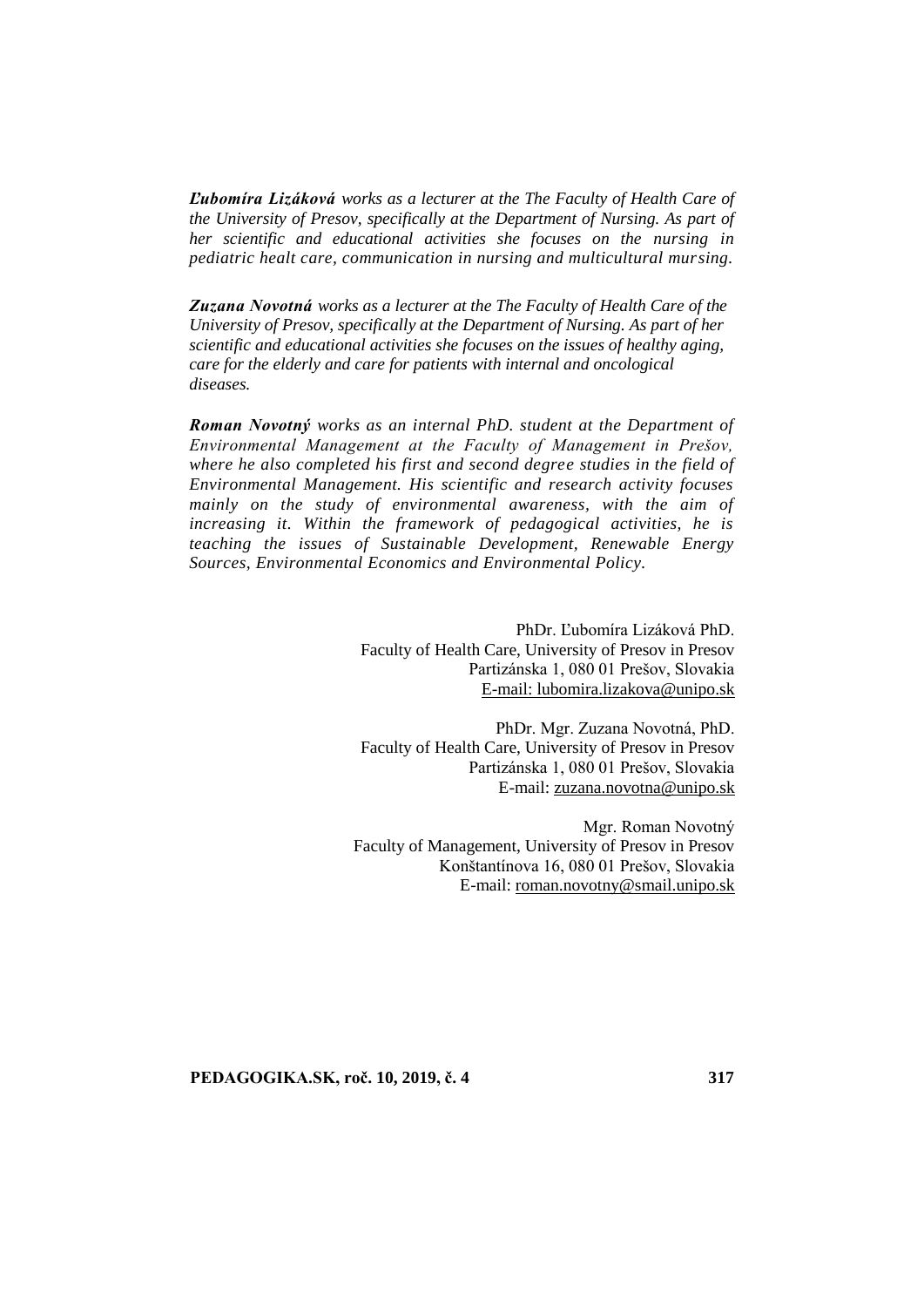***Ľubomíra Lizáková*** *works as a lecturer at the The Faculty of Health Care of the University of Presov, specifically at the Department of Nursing. As part of her scientific and educational activities she focuses on the nursing in pediatric healt care, communication in nursing and multicultural mursing.*

***Zuzana Novotná*** *works as a lecturer at the The Faculty of Health Care of the University of Presov, specifically at the Department of Nursing. As part of her scientific and educational activities she focuses on the issues of healthy aging, care for the elderly and care for patients with internal and oncological diseases.*

***Roman Novotný*** *works as an internal PhD. student at the Department of Environmental Management at the Faculty of Management in Prešov, where he also completed his first and second degree studies in the field of Environmental Management. His scientific and research activity focuses mainly on the study of environmental awareness, with the aim of increasing it. Within the framework of pedagogical activities, he is teaching the issues of Sustainable Development, Renewable Energy Sources, Environmental Economics and Environmental Policy.*

PhDr. Ľubomíra Lizáková PhD.
Faculty of Health Care, University of Presov in Presov
Partizánska 1, 080 01 Prešov, Slovakia
E-mail: lubomira.lizakova@unipo.sk

PhDr. Mgr. Zuzana Novotná, PhD.
Faculty of Health Care, University of Presov in Presov
Partizánska 1, 080 01 Prešov, Slovakia
E-mail: zuzana.novotna@unipo.sk

Mgr. Roman Novotný
Faculty of Management, University of Presov in Presov
Konštantínova 16, 080 01 Prešov, Slovakia
E-mail: roman.novotny@smail.unipo.sk